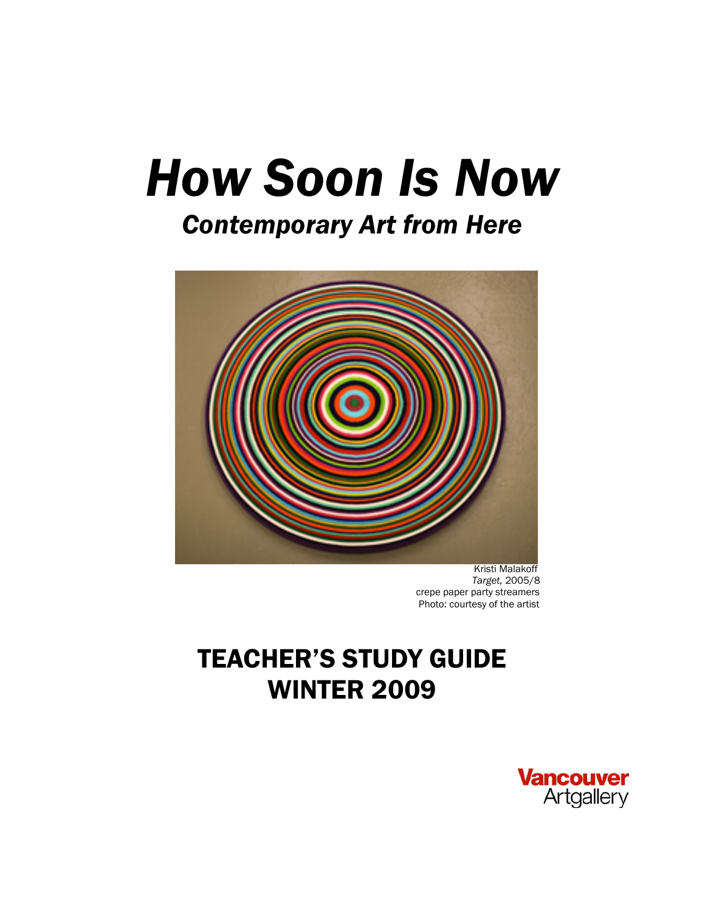# *How Soon Is Now*

## *Contemporary Art from Here*

Kristi Malakoff
*Target,* 2005/8
crepe paper party streamers
Photo: courtesy of the artist

# TEACHER'S STUDY GUIDE
# WINTER 2009

Vancouver Artgallery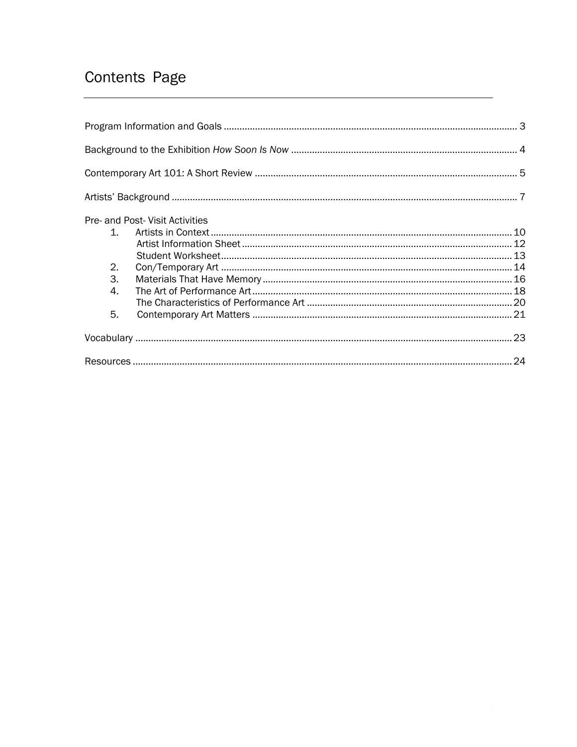# Contents Page

Program Information and Goals ........ 3

Background to the Exhibition *How Soon Is Now* ........ 4

Contemporary Art 101: A Short Review ........ 5

Artists' Background ........ 7

Pre- and Post- Visit Activities

1. Artists in Context ........ 10
   - Artist Information Sheet ........ 12
   - Student Worksheet ........ 13
2. Con/Temporary Art ........ 14
3. Materials That Have Memory ........ 16
4. The Art of Performance Art ........ 18
   - The Characteristics of Performance Art ........ 20
5. Contemporary Art Matters ........ 21

Vocabulary ........ 23

Resources ........ 24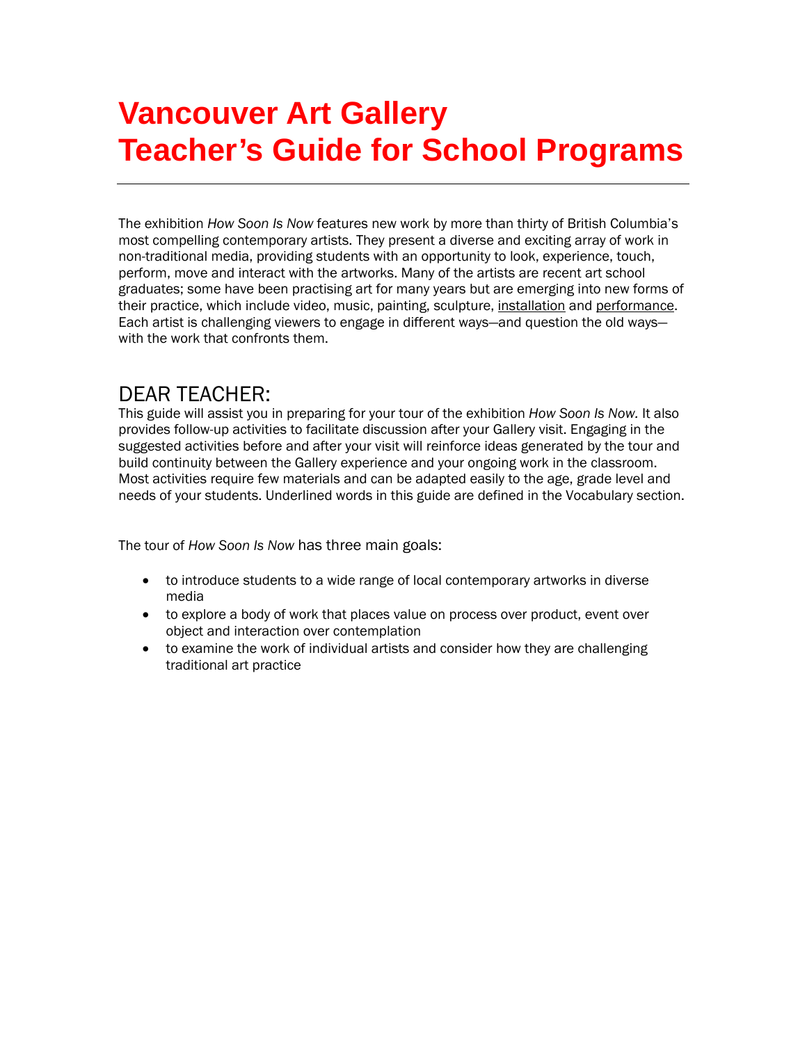# Vancouver Art Gallery
# Teacher's Guide for School Programs

---

The exhibition *How Soon Is Now* features new work by more than thirty of British Columbia's most compelling contemporary artists. They present a diverse and exciting array of work in non-traditional media, providing students with an opportunity to look, experience, touch, perform, move and interact with the artworks. Many of the artists are recent art school graduates; some have been practising art for many years but are emerging into new forms of their practice, which include video, music, painting, sculpture, installation and performance. Each artist is challenging viewers to engage in different ways—and question the old ways—with the work that confronts them.

## DEAR TEACHER:

This guide will assist you in preparing for your tour of the exhibition *How Soon Is Now.* It also provides follow-up activities to facilitate discussion after your Gallery visit. Engaging in the suggested activities before and after your visit will reinforce ideas generated by the tour and build continuity between the Gallery experience and your ongoing work in the classroom. Most activities require few materials and can be adapted easily to the age, grade level and needs of your students. Underlined words in this guide are defined in the Vocabulary section.

The tour of *How Soon Is Now* has three main goals:

- to introduce students to a wide range of local contemporary artworks in diverse media
- to explore a body of work that places value on process over product, event over object and interaction over contemplation
- to examine the work of individual artists and consider how they are challenging traditional art practice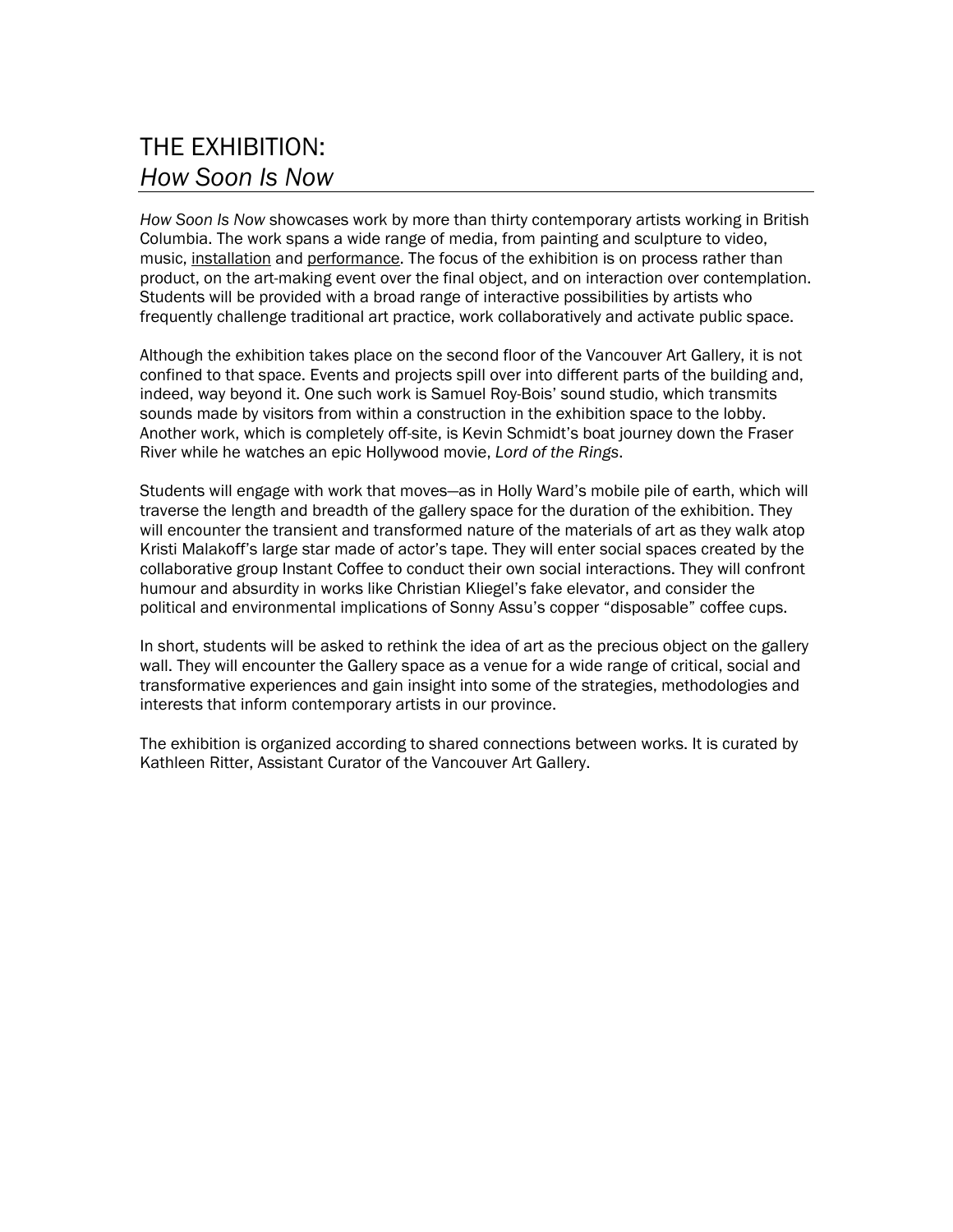# THE EXHIBITION:
## *How Soon Is Now*

*How Soon Is Now* showcases work by more than thirty contemporary artists working in British Columbia. The work spans a wide range of media, from painting and sculpture to video, music, installation and performance. The focus of the exhibition is on process rather than product, on the art-making event over the final object, and on interaction over contemplation. Students will be provided with a broad range of interactive possibilities by artists who frequently challenge traditional art practice, work collaboratively and activate public space.

Although the exhibition takes place on the second floor of the Vancouver Art Gallery, it is not confined to that space. Events and projects spill over into different parts of the building and, indeed, way beyond it. One such work is Samuel Roy-Bois' sound studio, which transmits sounds made by visitors from within a construction in the exhibition space to the lobby. Another work, which is completely off-site, is Kevin Schmidt's boat journey down the Fraser River while he watches an epic Hollywood movie, *Lord of the Rings*.

Students will engage with work that moves—as in Holly Ward's mobile pile of earth, which will traverse the length and breadth of the gallery space for the duration of the exhibition. They will encounter the transient and transformed nature of the materials of art as they walk atop Kristi Malakoff's large star made of actor's tape. They will enter social spaces created by the collaborative group Instant Coffee to conduct their own social interactions. They will confront humour and absurdity in works like Christian Kliegel's fake elevator, and consider the political and environmental implications of Sonny Assu's copper "disposable" coffee cups.

In short, students will be asked to rethink the idea of art as the precious object on the gallery wall. They will encounter the Gallery space as a venue for a wide range of critical, social and transformative experiences and gain insight into some of the strategies, methodologies and interests that inform contemporary artists in our province.

The exhibition is organized according to shared connections between works. It is curated by Kathleen Ritter, Assistant Curator of the Vancouver Art Gallery.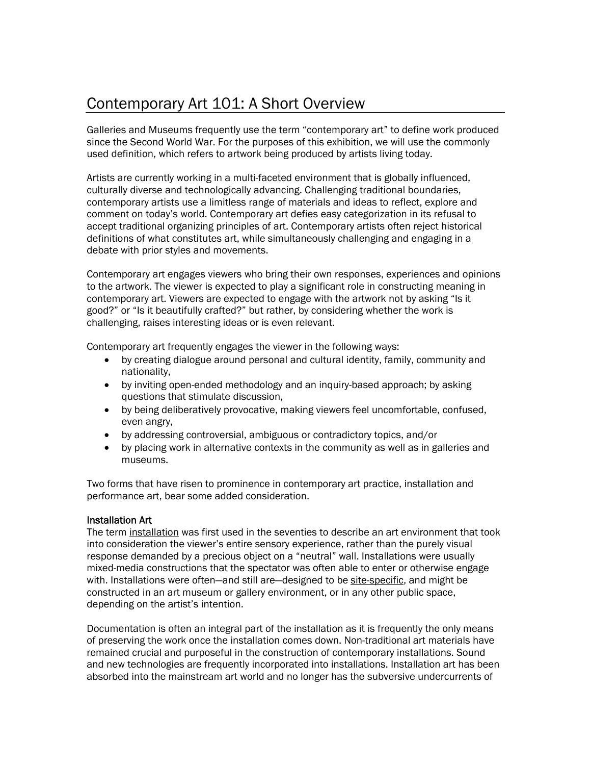# Contemporary Art 101: A Short Overview

Galleries and Museums frequently use the term “contemporary art” to define work produced since the Second World War. For the purposes of this exhibition, we will use the commonly used definition, which refers to artwork being produced by artists living today.

Artists are currently working in a multi-faceted environment that is globally influenced, culturally diverse and technologically advancing. Challenging traditional boundaries, contemporary artists use a limitless range of materials and ideas to reflect, explore and comment on today’s world. Contemporary art defies easy categorization in its refusal to accept traditional organizing principles of art. Contemporary artists often reject historical definitions of what constitutes art, while simultaneously challenging and engaging in a debate with prior styles and movements.

Contemporary art engages viewers who bring their own responses, experiences and opinions to the artwork. The viewer is expected to play a significant role in constructing meaning in contemporary art. Viewers are expected to engage with the artwork not by asking “Is it good?” or “Is it beautifully crafted?” but rather, by considering whether the work is challenging, raises interesting ideas or is even relevant.

Contemporary art frequently engages the viewer in the following ways:

- by creating dialogue around personal and cultural identity, family, community and nationality,
- by inviting open-ended methodology and an inquiry-based approach; by asking questions that stimulate discussion,
- by being deliberatively provocative, making viewers feel uncomfortable, confused, even angry,
- by addressing controversial, ambiguous or contradictory topics, and/or
- by placing work in alternative contexts in the community as well as in galleries and museums.

Two forms that have risen to prominence in contemporary art practice, installation and performance art, bear some added consideration.

### Installation Art

The term installation was first used in the seventies to describe an art environment that took into consideration the viewer’s entire sensory experience, rather than the purely visual response demanded by a precious object on a “neutral” wall. Installations were usually mixed-media constructions that the spectator was often able to enter or otherwise engage with. Installations were often—and still are—designed to be site-specific, and might be constructed in an art museum or gallery environment, or in any other public space, depending on the artist’s intention.

Documentation is often an integral part of the installation as it is frequently the only means of preserving the work once the installation comes down. Non-traditional art materials have remained crucial and purposeful in the construction of contemporary installations. Sound and new technologies are frequently incorporated into installations. Installation art has been absorbed into the mainstream art world and no longer has the subversive undercurrents of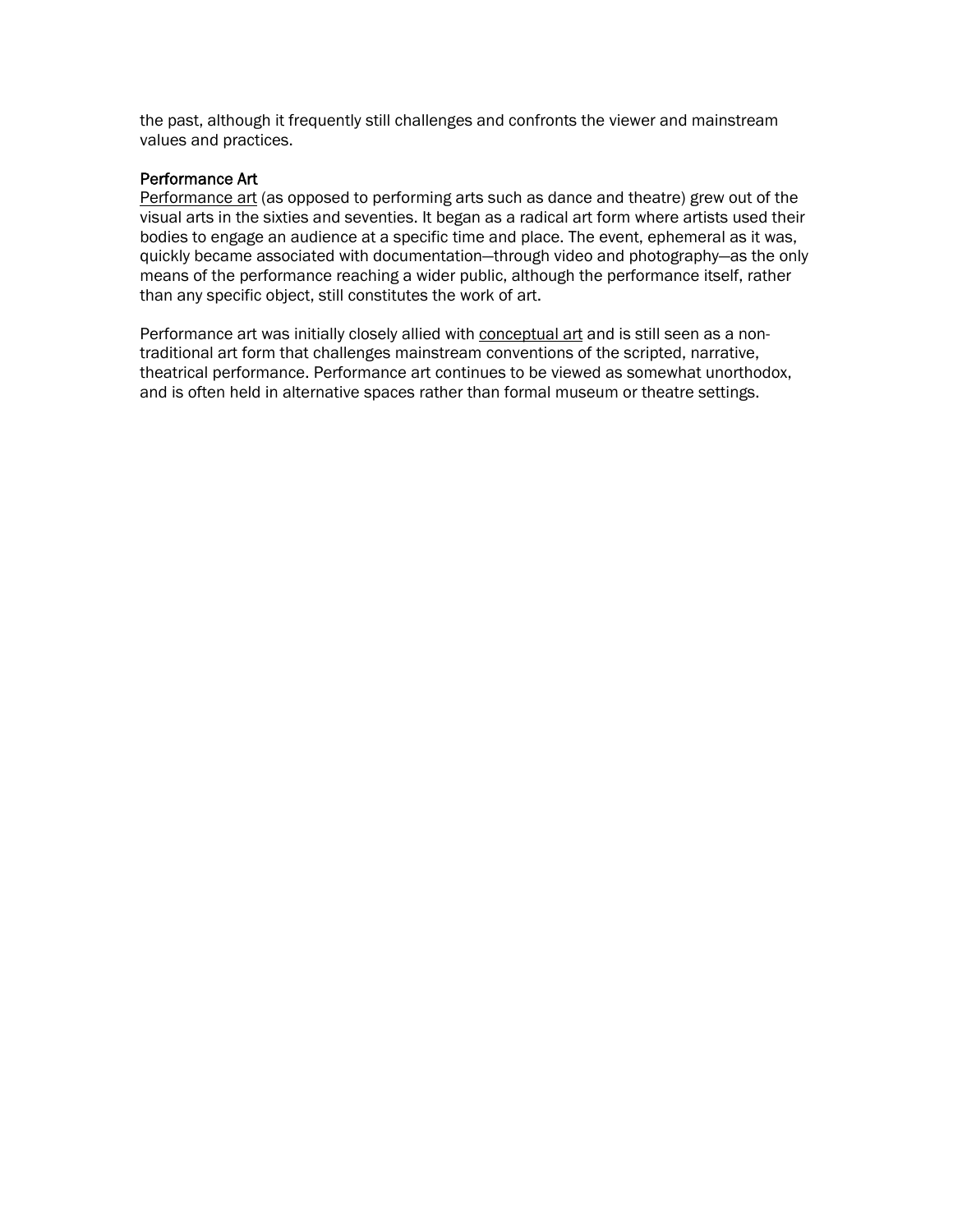the past, although it frequently still challenges and confronts the viewer and mainstream values and practices.

### Performance Art

Performance art (as opposed to performing arts such as dance and theatre) grew out of the visual arts in the sixties and seventies. It began as a radical art form where artists used their bodies to engage an audience at a specific time and place. The event, ephemeral as it was, quickly became associated with documentation—through video and photography—as the only means of the performance reaching a wider public, although the performance itself, rather than any specific object, still constitutes the work of art.

Performance art was initially closely allied with conceptual art and is still seen as a non-traditional art form that challenges mainstream conventions of the scripted, narrative, theatrical performance. Performance art continues to be viewed as somewhat unorthodox, and is often held in alternative spaces rather than formal museum or theatre settings.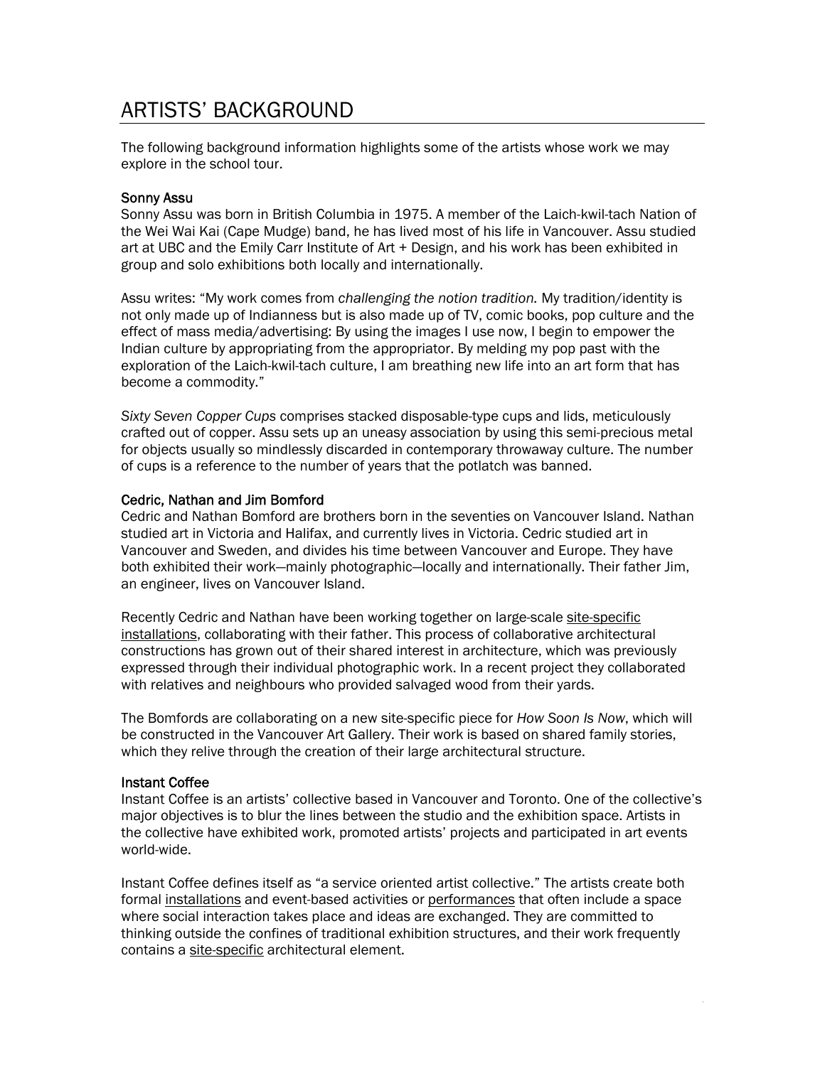# ARTISTS' BACKGROUND

The following background information highlights some of the artists whose work we may explore in the school tour.

### Sonny Assu

Sonny Assu was born in British Columbia in 1975. A member of the Laich-kwil-tach Nation of the Wei Wai Kai (Cape Mudge) band, he has lived most of his life in Vancouver. Assu studied art at UBC and the Emily Carr Institute of Art + Design, and his work has been exhibited in group and solo exhibitions both locally and internationally.

Assu writes: "My work comes from *challenging the notion tradition.* My tradition/identity is not only made up of Indianness but is also made up of TV, comic books, pop culture and the effect of mass media/advertising: By using the images I use now, I begin to empower the Indian culture by appropriating from the appropriator. By melding my pop past with the exploration of the Laich-kwil-tach culture, I am breathing new life into an art form that has become a commodity."

*Sixty Seven Copper Cups* comprises stacked disposable-type cups and lids, meticulously crafted out of copper. Assu sets up an uneasy association by using this semi-precious metal for objects usually so mindlessly discarded in contemporary throwaway culture. The number of cups is a reference to the number of years that the potlatch was banned.

### Cedric, Nathan and Jim Bomford

Cedric and Nathan Bomford are brothers born in the seventies on Vancouver Island. Nathan studied art in Victoria and Halifax, and currently lives in Victoria. Cedric studied art in Vancouver and Sweden, and divides his time between Vancouver and Europe. They have both exhibited their work—mainly photographic—locally and internationally. Their father Jim, an engineer, lives on Vancouver Island.

Recently Cedric and Nathan have been working together on large-scale site-specific installations, collaborating with their father. This process of collaborative architectural constructions has grown out of their shared interest in architecture, which was previously expressed through their individual photographic work. In a recent project they collaborated with relatives and neighbours who provided salvaged wood from their yards.

The Bomfords are collaborating on a new site-specific piece for *How Soon Is Now*, which will be constructed in the Vancouver Art Gallery. Their work is based on shared family stories, which they relive through the creation of their large architectural structure.

### Instant Coffee

Instant Coffee is an artists' collective based in Vancouver and Toronto. One of the collective's major objectives is to blur the lines between the studio and the exhibition space. Artists in the collective have exhibited work, promoted artists' projects and participated in art events world-wide.

Instant Coffee defines itself as "a service oriented artist collective." The artists create both formal installations and event-based activities or performances that often include a space where social interaction takes place and ideas are exchanged. They are committed to thinking outside the confines of traditional exhibition structures, and their work frequently contains a site-specific architectural element.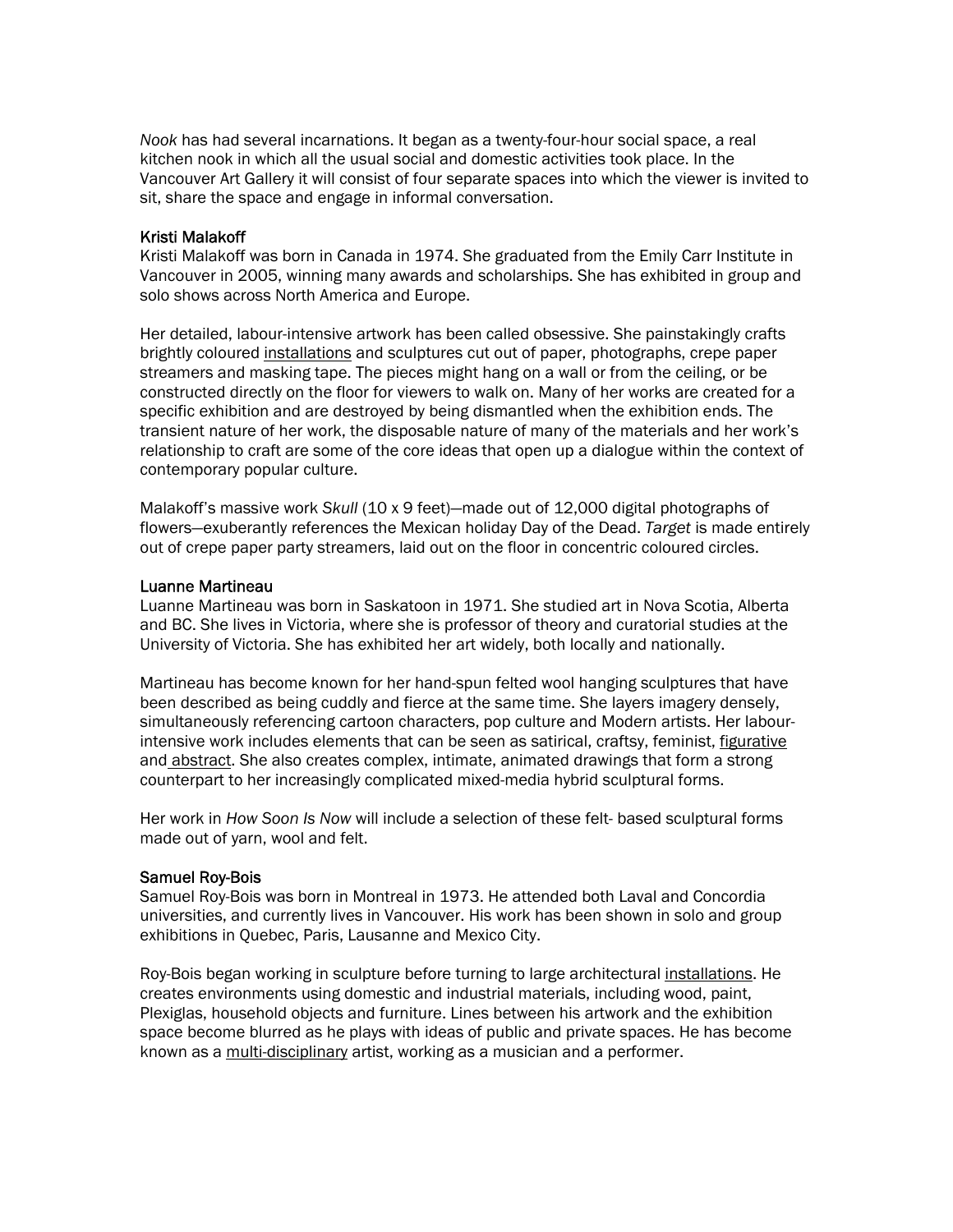*Nook* has had several incarnations. It began as a twenty-four-hour social space, a real kitchen nook in which all the usual social and domestic activities took place. In the Vancouver Art Gallery it will consist of four separate spaces into which the viewer is invited to sit, share the space and engage in informal conversation.

### Kristi Malakoff

Kristi Malakoff was born in Canada in 1974. She graduated from the Emily Carr Institute in Vancouver in 2005, winning many awards and scholarships. She has exhibited in group and solo shows across North America and Europe.

Her detailed, labour-intensive artwork has been called obsessive. She painstakingly crafts brightly coloured installations and sculptures cut out of paper, photographs, crepe paper streamers and masking tape. The pieces might hang on a wall or from the ceiling, or be constructed directly on the floor for viewers to walk on. Many of her works are created for a specific exhibition and are destroyed by being dismantled when the exhibition ends. The transient nature of her work, the disposable nature of many of the materials and her work's relationship to craft are some of the core ideas that open up a dialogue within the context of contemporary popular culture.

Malakoff's massive work *Skull* (10 x 9 feet)—made out of 12,000 digital photographs of flowers—exuberantly references the Mexican holiday Day of the Dead. *Target* is made entirely out of crepe paper party streamers, laid out on the floor in concentric coloured circles.

### Luanne Martineau

Luanne Martineau was born in Saskatoon in 1971. She studied art in Nova Scotia, Alberta and BC. She lives in Victoria, where she is professor of theory and curatorial studies at the University of Victoria. She has exhibited her art widely, both locally and nationally.

Martineau has become known for her hand-spun felted wool hanging sculptures that have been described as being cuddly and fierce at the same time. She layers imagery densely, simultaneously referencing cartoon characters, pop culture and Modern artists. Her labour-intensive work includes elements that can be seen as satirical, craftsy, feminist, figurative and abstract. She also creates complex, intimate, animated drawings that form a strong counterpart to her increasingly complicated mixed-media hybrid sculptural forms.

Her work in *How Soon Is Now* will include a selection of these felt- based sculptural forms made out of yarn, wool and felt.

### Samuel Roy-Bois

Samuel Roy-Bois was born in Montreal in 1973. He attended both Laval and Concordia universities, and currently lives in Vancouver. His work has been shown in solo and group exhibitions in Quebec, Paris, Lausanne and Mexico City.

Roy-Bois began working in sculpture before turning to large architectural installations. He creates environments using domestic and industrial materials, including wood, paint, Plexiglas, household objects and furniture. Lines between his artwork and the exhibition space become blurred as he plays with ideas of public and private spaces. He has become known as a multi-disciplinary artist, working as a musician and a performer.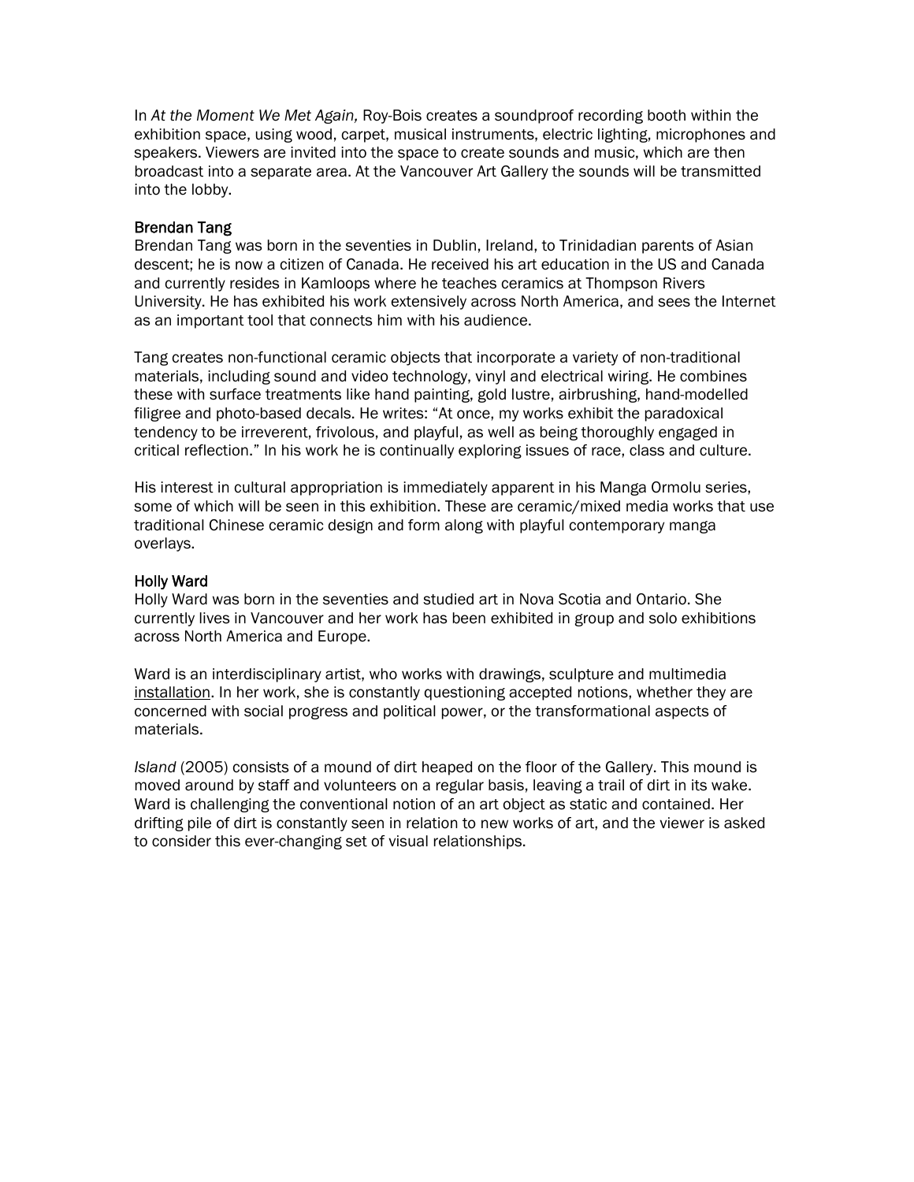In *At the Moment We Met Again,* Roy-Bois creates a soundproof recording booth within the exhibition space, using wood, carpet, musical instruments, electric lighting, microphones and speakers. Viewers are invited into the space to create sounds and music, which are then broadcast into a separate area. At the Vancouver Art Gallery the sounds will be transmitted into the lobby.

### Brendan Tang

Brendan Tang was born in the seventies in Dublin, Ireland, to Trinidadian parents of Asian descent; he is now a citizen of Canada. He received his art education in the US and Canada and currently resides in Kamloops where he teaches ceramics at Thompson Rivers University. He has exhibited his work extensively across North America, and sees the Internet as an important tool that connects him with his audience.

Tang creates non-functional ceramic objects that incorporate a variety of non-traditional materials, including sound and video technology, vinyl and electrical wiring. He combines these with surface treatments like hand painting, gold lustre, airbrushing, hand-modelled filigree and photo-based decals. He writes: "At once, my works exhibit the paradoxical tendency to be irreverent, frivolous, and playful, as well as being thoroughly engaged in critical reflection." In his work he is continually exploring issues of race, class and culture.

His interest in cultural appropriation is immediately apparent in his Manga Ormolu series, some of which will be seen in this exhibition. These are ceramic/mixed media works that use traditional Chinese ceramic design and form along with playful contemporary manga overlays.

### Holly Ward

Holly Ward was born in the seventies and studied art in Nova Scotia and Ontario. She currently lives in Vancouver and her work has been exhibited in group and solo exhibitions across North America and Europe.

Ward is an interdisciplinary artist, who works with drawings, sculpture and multimedia installation. In her work, she is constantly questioning accepted notions, whether they are concerned with social progress and political power, or the transformational aspects of materials.

*Island* (2005) consists of a mound of dirt heaped on the floor of the Gallery. This mound is moved around by staff and volunteers on a regular basis, leaving a trail of dirt in its wake. Ward is challenging the conventional notion of an art object as static and contained. Her drifting pile of dirt is constantly seen in relation to new works of art, and the viewer is asked to consider this ever-changing set of visual relationships.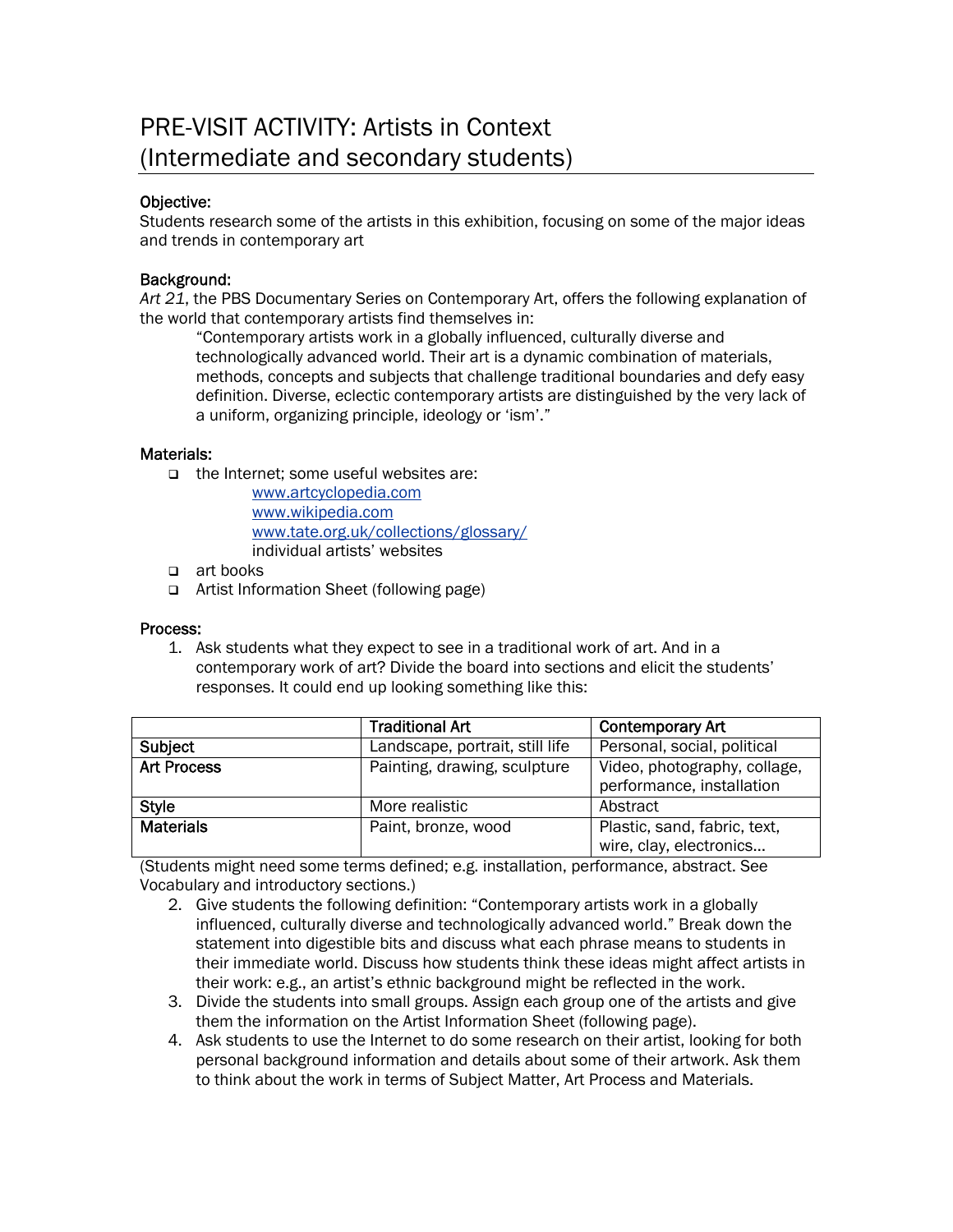# PRE-VISIT ACTIVITY: Artists in Context (Intermediate and secondary students)

**Objective:**
Students research some of the artists in this exhibition, focusing on some of the major ideas and trends in contemporary art

**Background:**
*Art 21*, the PBS Documentary Series on Contemporary Art, offers the following explanation of the world that contemporary artists find themselves in:

> "Contemporary artists work in a globally influenced, culturally diverse and technologically advanced world. Their art is a dynamic combination of materials, methods, concepts and subjects that challenge traditional boundaries and defy easy definition. Diverse, eclectic contemporary artists are distinguished by the very lack of a uniform, organizing principle, ideology or 'ism'."

**Materials:**

- the Internet; some useful websites are:
  - www.artcyclopedia.com
  - www.wikipedia.com
  - www.tate.org.uk/collections/glossary/
  - individual artists' websites
- art books
- Artist Information Sheet (following page)

**Process:**

1. Ask students what they expect to see in a traditional work of art. And in a contemporary work of art? Divide the board into sections and elicit the students' responses. It could end up looking something like this:

| | Traditional Art | Contemporary Art |
|---|---|---|
| **Subject** | Landscape, portrait, still life | Personal, social, political |
| **Art Process** | Painting, drawing, sculpture | Video, photography, collage, performance, installation |
| **Style** | More realistic | Abstract |
| **Materials** | Paint, bronze, wood | Plastic, sand, fabric, text, wire, clay, electronics… |

(Students might need some terms defined; e.g. installation, performance, abstract. See Vocabulary and introductory sections.)

2. Give students the following definition: "Contemporary artists work in a globally influenced, culturally diverse and technologically advanced world." Break down the statement into digestible bits and discuss what each phrase means to students in their immediate world. Discuss how students think these ideas might affect artists in their work: e.g., an artist's ethnic background might be reflected in the work.
3. Divide the students into small groups. Assign each group one of the artists and give them the information on the Artist Information Sheet (following page).
4. Ask students to use the Internet to do some research on their artist, looking for both personal background information and details about some of their artwork. Ask them to think about the work in terms of Subject Matter, Art Process and Materials.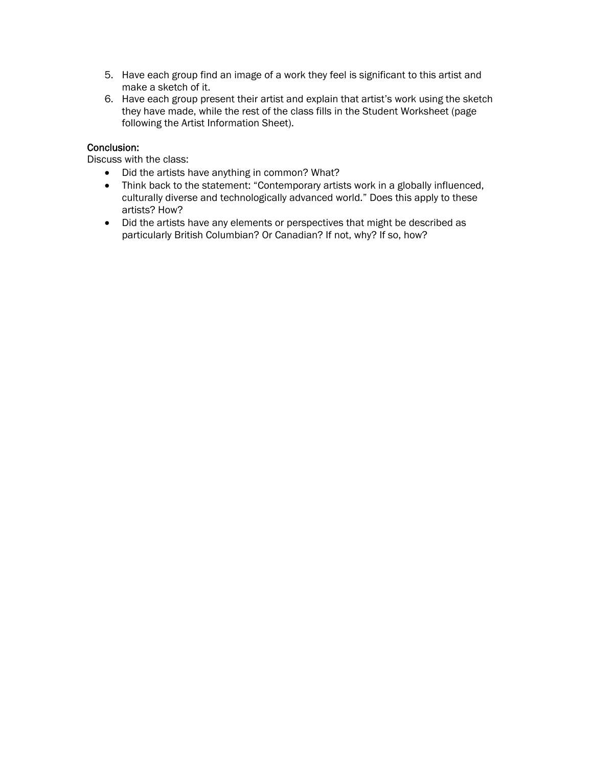5. Have each group find an image of a work they feel is significant to this artist and make a sketch of it.
6. Have each group present their artist and explain that artist's work using the sketch they have made, while the rest of the class fills in the Student Worksheet (page following the Artist Information Sheet).

Conclusion:

Discuss with the class:

- Did the artists have anything in common? What?
- Think back to the statement: "Contemporary artists work in a globally influenced, culturally diverse and technologically advanced world." Does this apply to these artists? How?
- Did the artists have any elements or perspectives that might be described as particularly British Columbian? Or Canadian? If not, why? If so, how?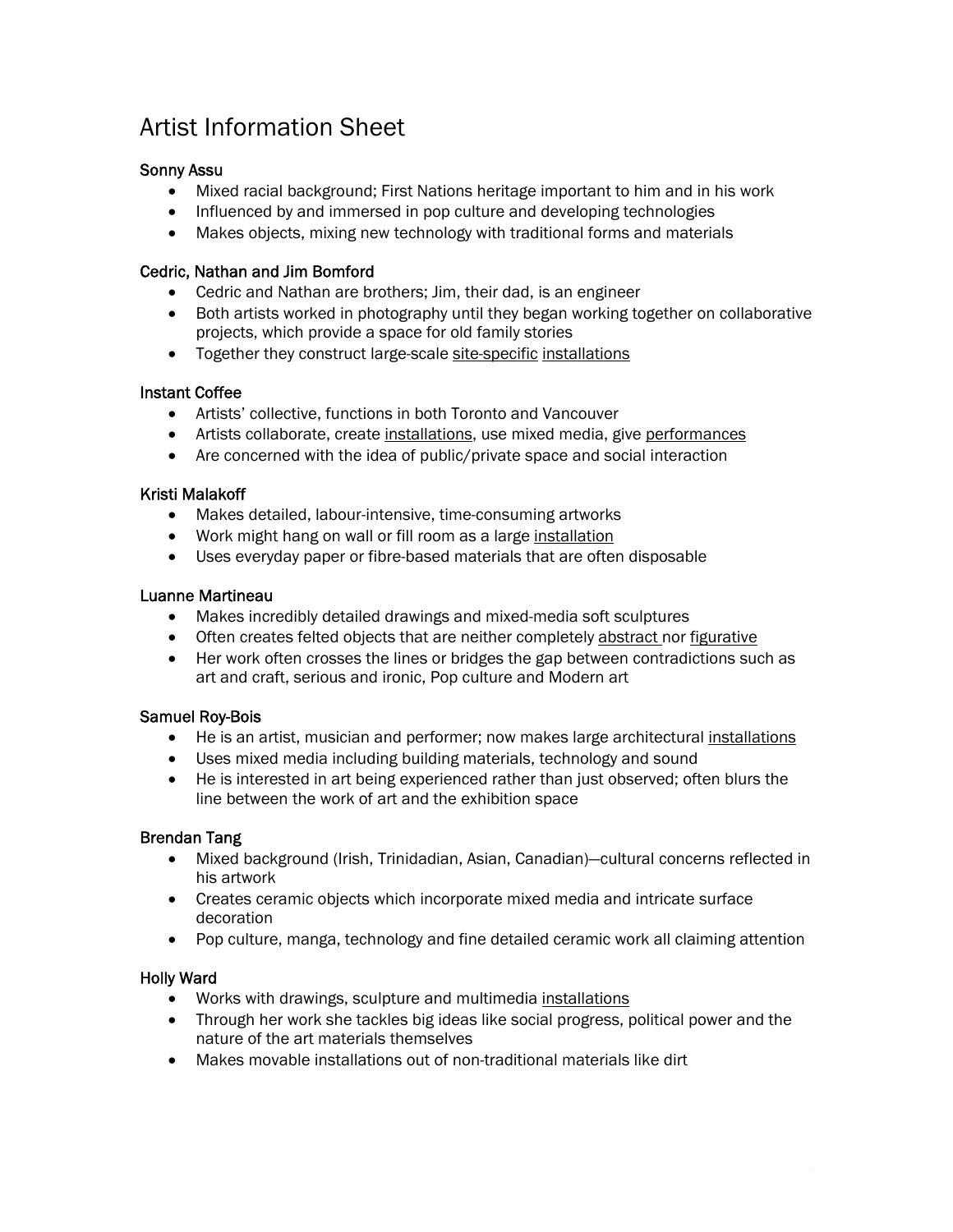# Artist Information Sheet

**Sonny Assu**

- Mixed racial background; First Nations heritage important to him and in his work
- Influenced by and immersed in pop culture and developing technologies
- Makes objects, mixing new technology with traditional forms and materials

**Cedric, Nathan and Jim Bomford**

- Cedric and Nathan are brothers; Jim, their dad, is an engineer
- Both artists worked in photography until they began working together on collaborative projects, which provide a space for old family stories
- Together they construct large-scale site-specific installations

**Instant Coffee**

- Artists' collective, functions in both Toronto and Vancouver
- Artists collaborate, create installations, use mixed media, give performances
- Are concerned with the idea of public/private space and social interaction

**Kristi Malakoff**

- Makes detailed, labour-intensive, time-consuming artworks
- Work might hang on wall or fill room as a large installation
- Uses everyday paper or fibre-based materials that are often disposable

**Luanne Martineau**

- Makes incredibly detailed drawings and mixed-media soft sculptures
- Often creates felted objects that are neither completely abstract nor figurative
- Her work often crosses the lines or bridges the gap between contradictions such as art and craft, serious and ironic, Pop culture and Modern art

**Samuel Roy-Bois**

- He is an artist, musician and performer; now makes large architectural installations
- Uses mixed media including building materials, technology and sound
- He is interested in art being experienced rather than just observed; often blurs the line between the work of art and the exhibition space

**Brendan Tang**

- Mixed background (Irish, Trinidadian, Asian, Canadian)—cultural concerns reflected in his artwork
- Creates ceramic objects which incorporate mixed media and intricate surface decoration
- Pop culture, manga, technology and fine detailed ceramic work all claiming attention

**Holly Ward**

- Works with drawings, sculpture and multimedia installations
- Through her work she tackles big ideas like social progress, political power and the nature of the art materials themselves
- Makes movable installations out of non-traditional materials like dirt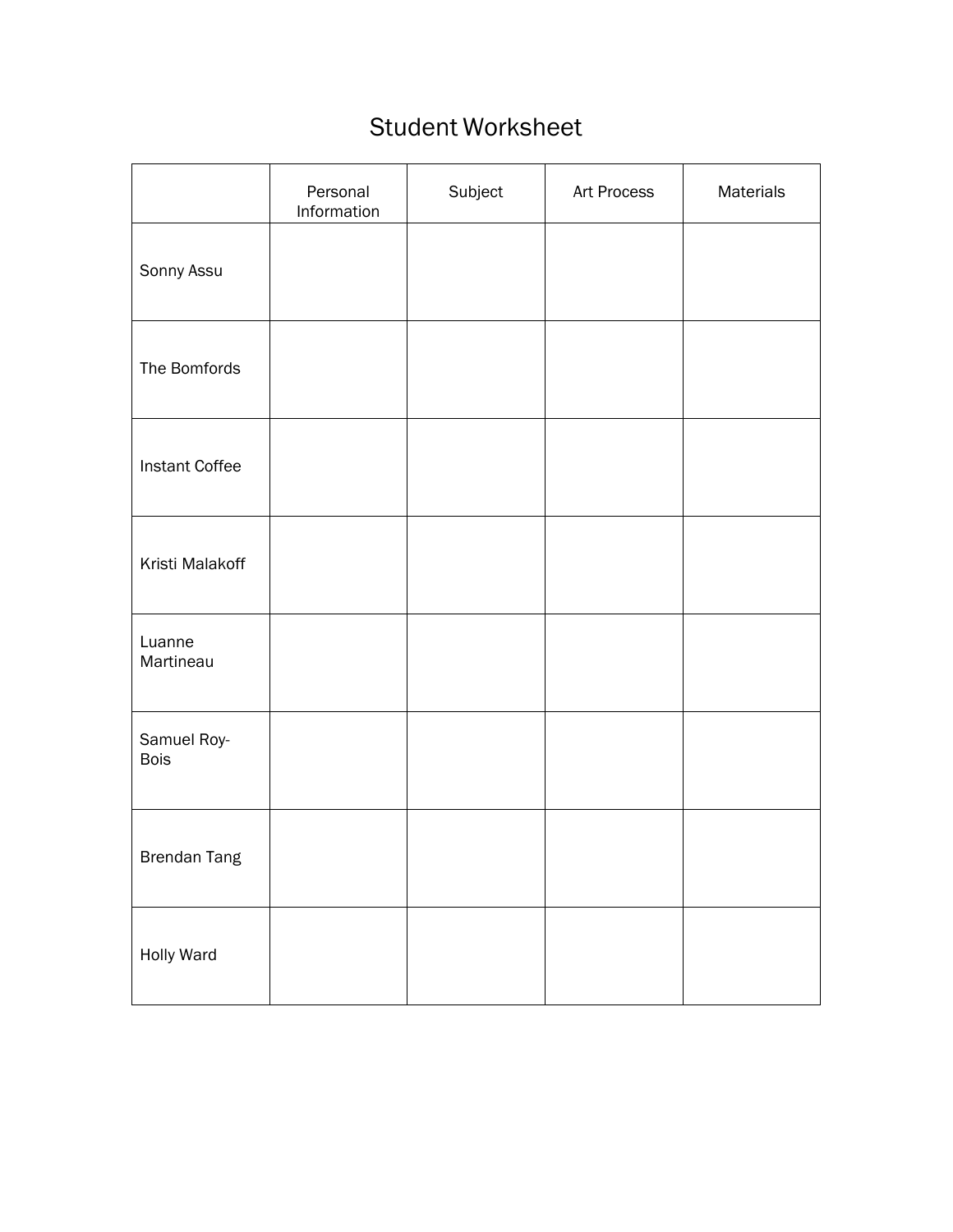# Student Worksheet

| | Personal Information | Subject | Art Process | Materials |
|---|---|---|---|---|
| Sonny Assu | | | | |
| The Bomfords | | | | |
| Instant Coffee | | | | |
| Kristi Malakoff | | | | |
| Luanne Martineau | | | | |
| Samuel Roy-Bois | | | | |
| Brendan Tang | | | | |
| Holly Ward | | | | |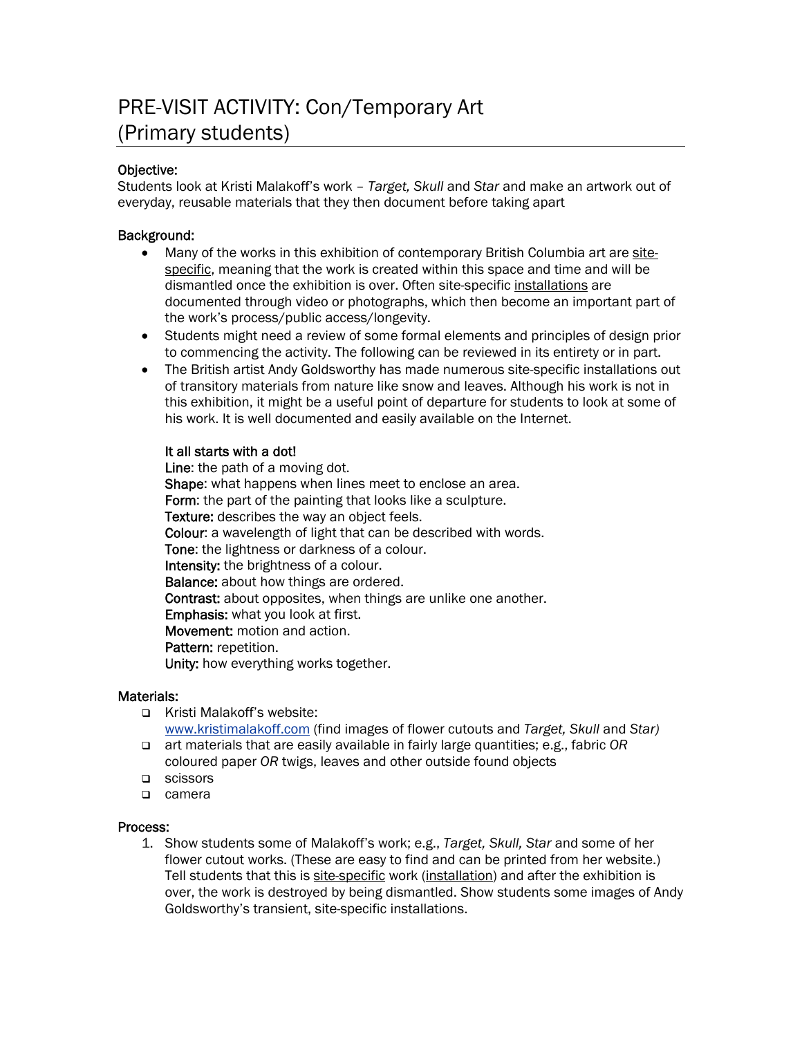# PRE-VISIT ACTIVITY: Con/Temporary Art (Primary students)

**Objective:**
Students look at Kristi Malakoff's work – *Target, Skull* and *Star* and make an artwork out of everyday, reusable materials that they then document before taking apart

**Background:**

- Many of the works in this exhibition of contemporary British Columbia art are site-specific, meaning that the work is created within this space and time and will be dismantled once the exhibition is over. Often site-specific installations are documented through video or photographs, which then become an important part of the work's process/public access/longevity.
- Students might need a review of some formal elements and principles of design prior to commencing the activity. The following can be reviewed in its entirety or in part.
- The British artist Andy Goldsworthy has made numerous site-specific installations out of transitory materials from nature like snow and leaves. Although his work is not in this exhibition, it might be a useful point of departure for students to look at some of his work. It is well documented and easily available on the Internet.

**It all starts with a dot!**
**Line**: the path of a moving dot.
**Shape**: what happens when lines meet to enclose an area.
**Form**: the part of the painting that looks like a sculpture.
**Texture:** describes the way an object feels.
**Colour**: a wavelength of light that can be described with words.
**Tone**: the lightness or darkness of a colour.
**Intensity:** the brightness of a colour.
**Balance:** about how things are ordered.
**Contrast:** about opposites, when things are unlike one another.
**Emphasis:** what you look at first.
**Movement:** motion and action.
**Pattern:** repetition.
**Unity:** how everything works together.

**Materials:**

- Kristi Malakoff's website: www.kristimalakoff.com (find images of flower cutouts and *Target, Skull* and *Star)*
- art materials that are easily available in fairly large quantities; e.g., fabric *OR* coloured paper *OR* twigs, leaves and other outside found objects
- scissors
- camera

**Process:**

1. Show students some of Malakoff's work; e.g., *Target, Skull, Star* and some of her flower cutout works. (These are easy to find and can be printed from her website.) Tell students that this is site-specific work (installation) and after the exhibition is over, the work is destroyed by being dismantled. Show students some images of Andy Goldsworthy's transient, site-specific installations.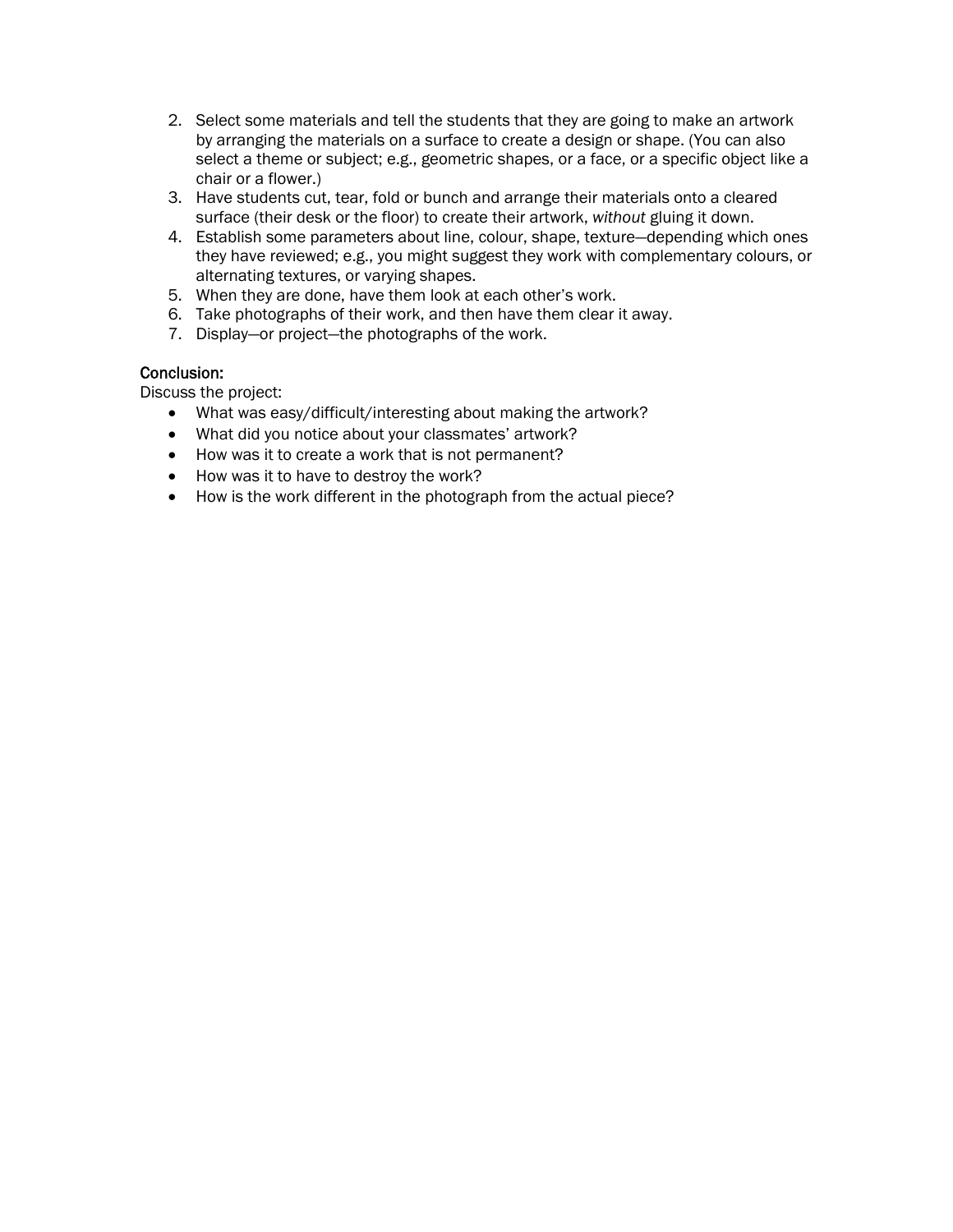2. Select some materials and tell the students that they are going to make an artwork by arranging the materials on a surface to create a design or shape. (You can also select a theme or subject; e.g., geometric shapes, or a face, or a specific object like a chair or a flower.)
3. Have students cut, tear, fold or bunch and arrange their materials onto a cleared surface (their desk or the floor) to create their artwork, *without* gluing it down.
4. Establish some parameters about line, colour, shape, texture—depending which ones they have reviewed; e.g., you might suggest they work with complementary colours, or alternating textures, or varying shapes.
5. When they are done, have them look at each other's work.
6. Take photographs of their work, and then have them clear it away.
7. Display—or project—the photographs of the work.

Conclusion:

Discuss the project:

- What was easy/difficult/interesting about making the artwork?
- What did you notice about your classmates' artwork?
- How was it to create a work that is not permanent?
- How was it to have to destroy the work?
- How is the work different in the photograph from the actual piece?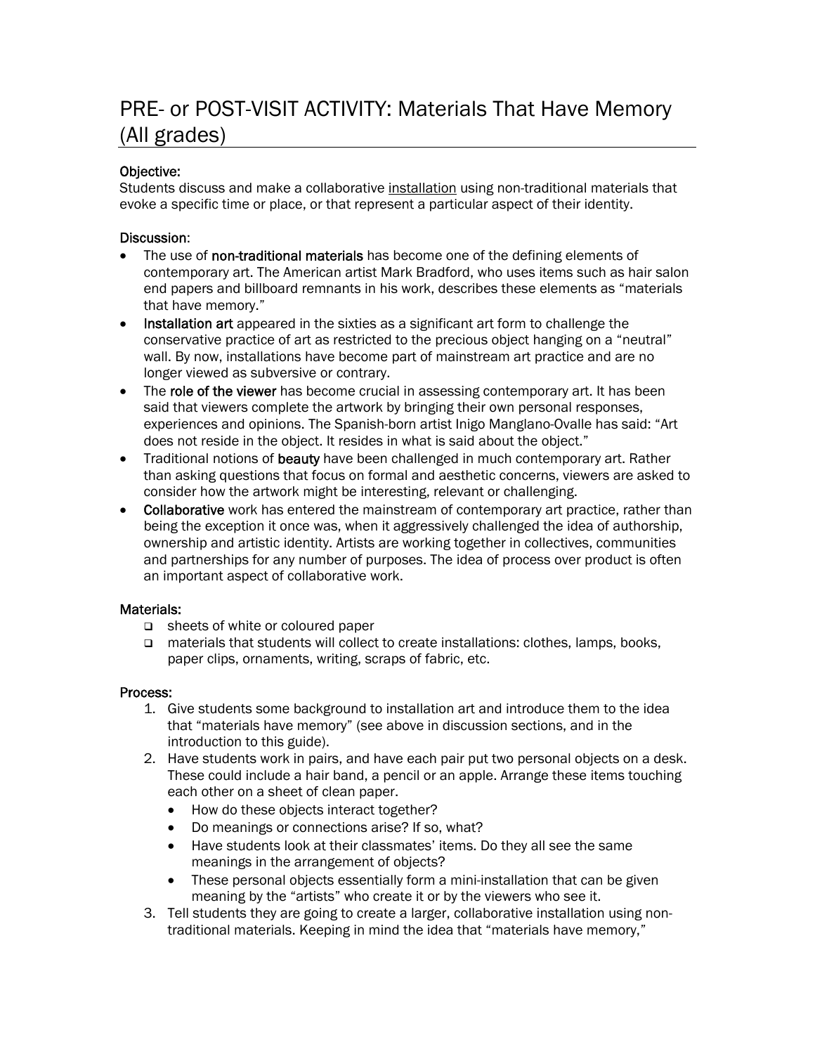# PRE- or POST-VISIT ACTIVITY: Materials That Have Memory (All grades)

**Objective:**

Students discuss and make a collaborative installation using non-traditional materials that evoke a specific time or place, or that represent a particular aspect of their identity.

**Discussion:**

- The use of **non-traditional materials** has become one of the defining elements of contemporary art. The American artist Mark Bradford, who uses items such as hair salon end papers and billboard remnants in his work, describes these elements as "materials that have memory."
- **Installation art** appeared in the sixties as a significant art form to challenge the conservative practice of art as restricted to the precious object hanging on a "neutral" wall. By now, installations have become part of mainstream art practice and are no longer viewed as subversive or contrary.
- The **role of the viewer** has become crucial in assessing contemporary art. It has been said that viewers complete the artwork by bringing their own personal responses, experiences and opinions. The Spanish-born artist Inigo Manglano-Ovalle has said: "Art does not reside in the object. It resides in what is said about the object."
- Traditional notions of **beauty** have been challenged in much contemporary art. Rather than asking questions that focus on formal and aesthetic concerns, viewers are asked to consider how the artwork might be interesting, relevant or challenging.
- **Collaborative** work has entered the mainstream of contemporary art practice, rather than being the exception it once was, when it aggressively challenged the idea of authorship, ownership and artistic identity. Artists are working together in collectives, communities and partnerships for any number of purposes. The idea of process over product is often an important aspect of collaborative work.

**Materials:**

- ❑ sheets of white or coloured paper
- ❑ materials that students will collect to create installations: clothes, lamps, books, paper clips, ornaments, writing, scraps of fabric, etc.

**Process:**

1. Give students some background to installation art and introduce them to the idea that "materials have memory" (see above in discussion sections, and in the introduction to this guide).
2. Have students work in pairs, and have each pair put two personal objects on a desk. These could include a hair band, a pencil or an apple. Arrange these items touching each other on a sheet of clean paper.
   - How do these objects interact together?
   - Do meanings or connections arise? If so, what?
   - Have students look at their classmates' items. Do they all see the same meanings in the arrangement of objects?
   - These personal objects essentially form a mini-installation that can be given meaning by the "artists" who create it or by the viewers who see it.
3. Tell students they are going to create a larger, collaborative installation using non-traditional materials. Keeping in mind the idea that "materials have memory,"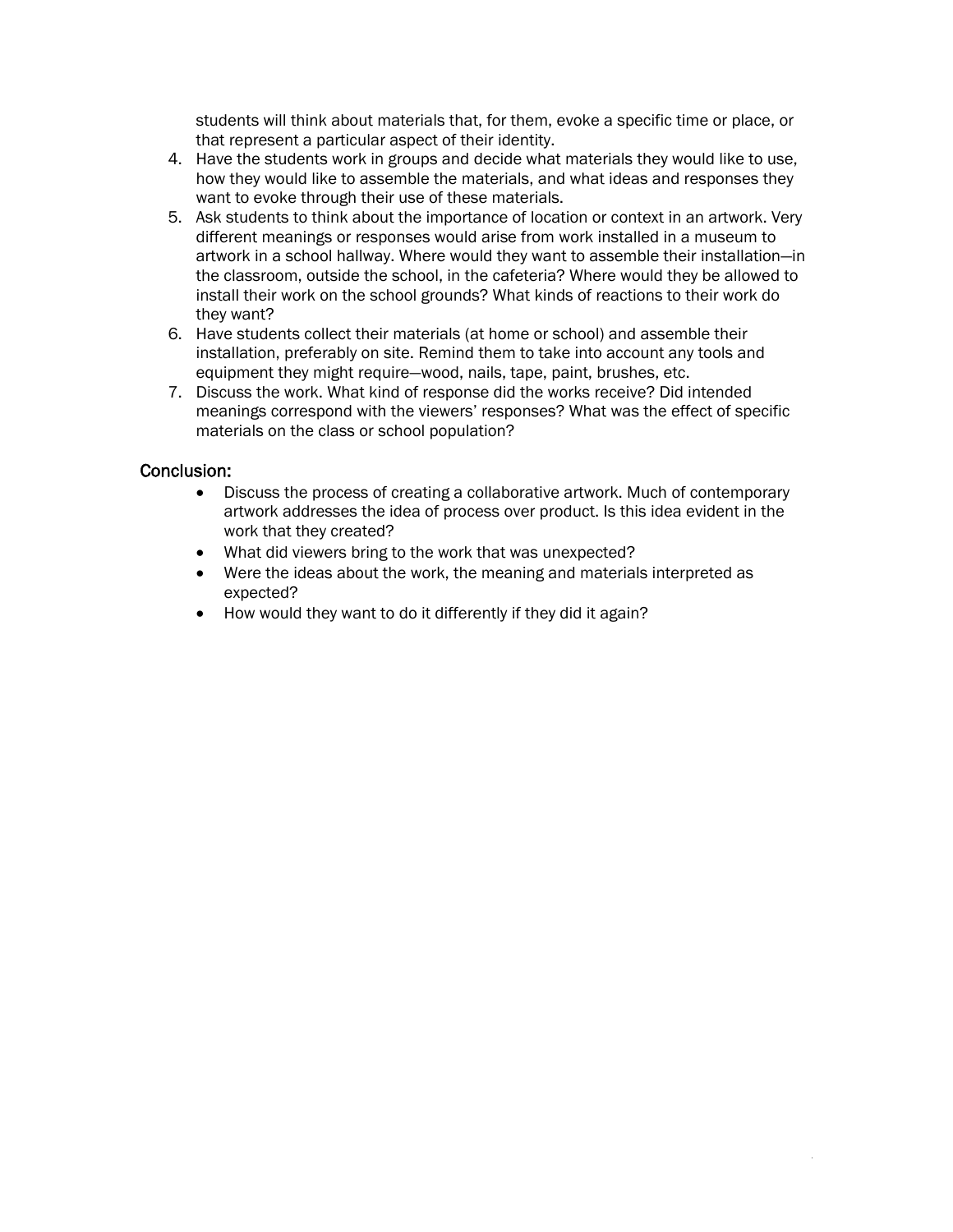students will think about materials that, for them, evoke a specific time or place, or that represent a particular aspect of their identity.

4. Have the students work in groups and decide what materials they would like to use, how they would like to assemble the materials, and what ideas and responses they want to evoke through their use of these materials.
5. Ask students to think about the importance of location or context in an artwork. Very different meanings or responses would arise from work installed in a museum to artwork in a school hallway. Where would they want to assemble their installation—in the classroom, outside the school, in the cafeteria? Where would they be allowed to install their work on the school grounds? What kinds of reactions to their work do they want?
6. Have students collect their materials (at home or school) and assemble their installation, preferably on site. Remind them to take into account any tools and equipment they might require—wood, nails, tape, paint, brushes, etc.
7. Discuss the work. What kind of response did the works receive? Did intended meanings correspond with the viewers' responses? What was the effect of specific materials on the class or school population?

## Conclusion:

- Discuss the process of creating a collaborative artwork. Much of contemporary artwork addresses the idea of process over product. Is this idea evident in the work that they created?
- What did viewers bring to the work that was unexpected?
- Were the ideas about the work, the meaning and materials interpreted as expected?
- How would they want to do it differently if they did it again?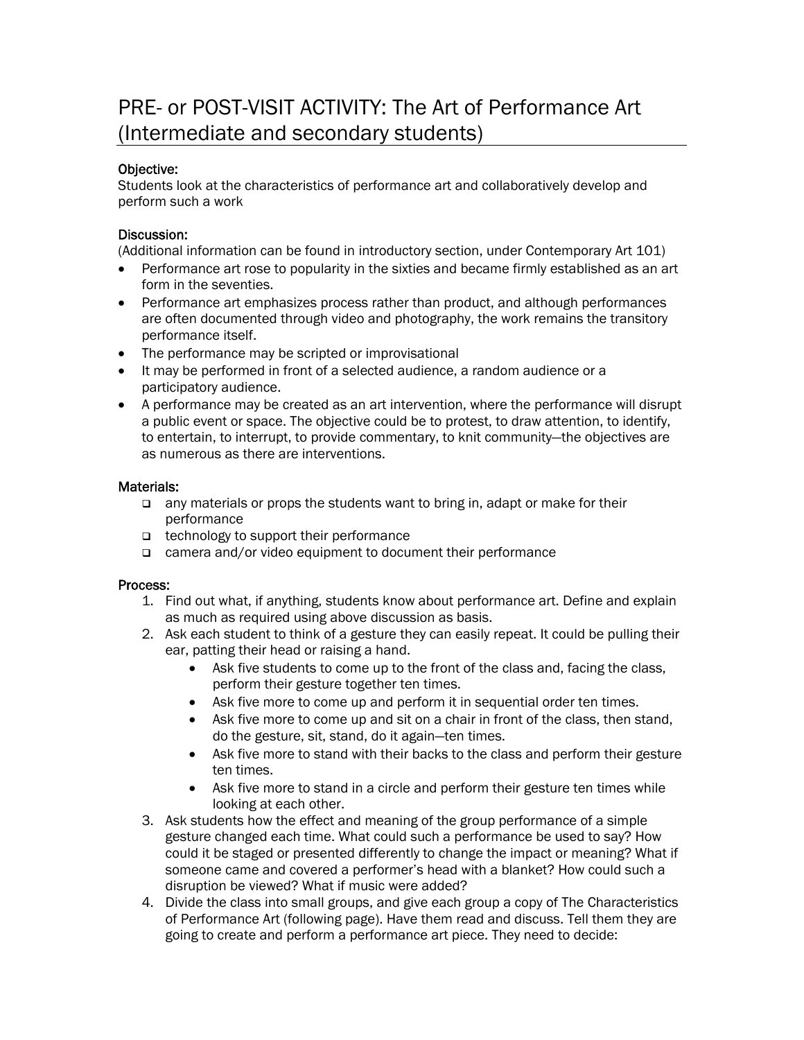# PRE- or POST-VISIT ACTIVITY: The Art of Performance Art (Intermediate and secondary students)

**Objective:**
Students look at the characteristics of performance art and collaboratively develop and perform such a work

**Discussion:**
(Additional information can be found in introductory section, under Contemporary Art 101)

- Performance art rose to popularity in the sixties and became firmly established as an art form in the seventies.
- Performance art emphasizes process rather than product, and although performances are often documented through video and photography, the work remains the transitory performance itself.
- The performance may be scripted or improvisational
- It may be performed in front of a selected audience, a random audience or a participatory audience.
- A performance may be created as an art intervention, where the performance will disrupt a public event or space. The objective could be to protest, to draw attention, to identify, to entertain, to interrupt, to provide commentary, to knit community—the objectives are as numerous as there are interventions.

**Materials:**

- any materials or props the students want to bring in, adapt or make for their performance
- technology to support their performance
- camera and/or video equipment to document their performance

**Process:**

1. Find out what, if anything, students know about performance art. Define and explain as much as required using above discussion as basis.
2. Ask each student to think of a gesture they can easily repeat. It could be pulling their ear, patting their head or raising a hand.
   - Ask five students to come up to the front of the class and, facing the class, perform their gesture together ten times.
   - Ask five more to come up and perform it in sequential order ten times.
   - Ask five more to come up and sit on a chair in front of the class, then stand, do the gesture, sit, stand, do it again—ten times.
   - Ask five more to stand with their backs to the class and perform their gesture ten times.
   - Ask five more to stand in a circle and perform their gesture ten times while looking at each other.
3. Ask students how the effect and meaning of the group performance of a simple gesture changed each time. What could such a performance be used to say? How could it be staged or presented differently to change the impact or meaning? What if someone came and covered a performer's head with a blanket? How could such a disruption be viewed? What if music were added?
4. Divide the class into small groups, and give each group a copy of The Characteristics of Performance Art (following page). Have them read and discuss. Tell them they are going to create and perform a performance art piece. They need to decide: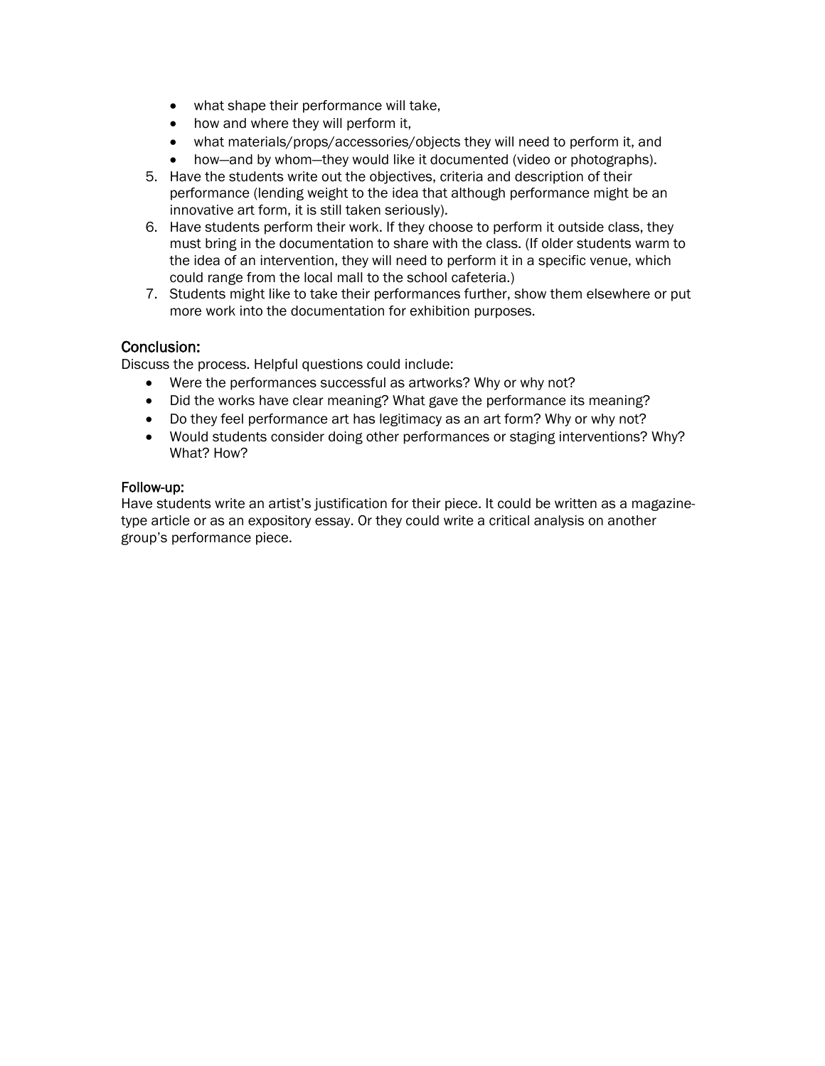- what shape their performance will take,
- how and where they will perform it,
- what materials/props/accessories/objects they will need to perform it, and
- how—and by whom—they would like it documented (video or photographs).

5. Have the students write out the objectives, criteria and description of their performance (lending weight to the idea that although performance might be an innovative art form, it is still taken seriously).
6. Have students perform their work. If they choose to perform it outside class, they must bring in the documentation to share with the class. (If older students warm to the idea of an intervention, they will need to perform it in a specific venue, which could range from the local mall to the school cafeteria.)
7. Students might like to take their performances further, show them elsewhere or put more work into the documentation for exhibition purposes.

## Conclusion:

Discuss the process. Helpful questions could include:

- Were the performances successful as artworks? Why or why not?
- Did the works have clear meaning? What gave the performance its meaning?
- Do they feel performance art has legitimacy as an art form? Why or why not?
- Would students consider doing other performances or staging interventions? Why? What? How?

## Follow-up:

Have students write an artist's justification for their piece. It could be written as a magazine-type article or as an expository essay. Or they could write a critical analysis on another group's performance piece.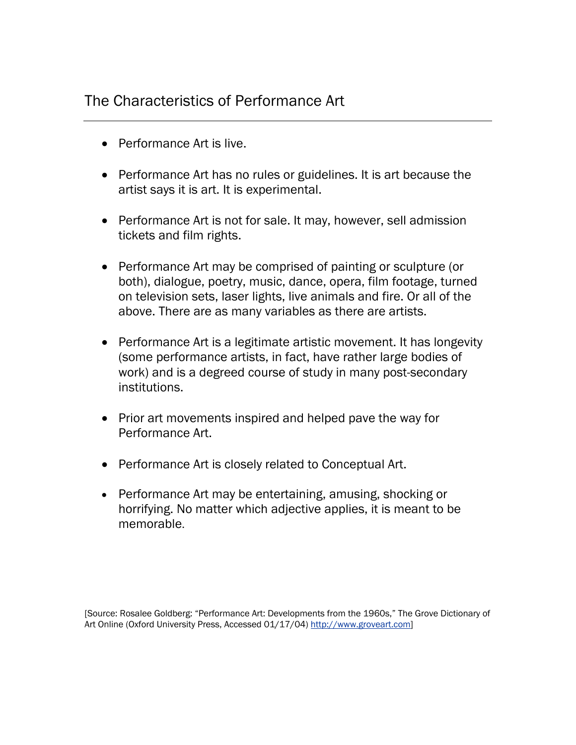# The Characteristics of Performance Art

---

- Performance Art is live.
- Performance Art has no rules or guidelines. It is art because the artist says it is art. It is experimental.
- Performance Art is not for sale. It may, however, sell admission tickets and film rights.
- Performance Art may be comprised of painting or sculpture (or both), dialogue, poetry, music, dance, opera, film footage, turned on television sets, laser lights, live animals and fire. Or all of the above. There are as many variables as there are artists.
- Performance Art is a legitimate artistic movement. It has longevity (some performance artists, in fact, have rather large bodies of work) and is a degreed course of study in many post-secondary institutions.
- Prior art movements inspired and helped pave the way for Performance Art.
- Performance Art is closely related to Conceptual Art.
- Performance Art may be entertaining, amusing, shocking or horrifying. No matter which adjective applies, it is meant to be memorable.

[Source: Rosalee Goldberg: "Performance Art: Developments from the 1960s," The Grove Dictionary of Art Online (Oxford University Press, Accessed 01/17/04) http://www.groveart.com]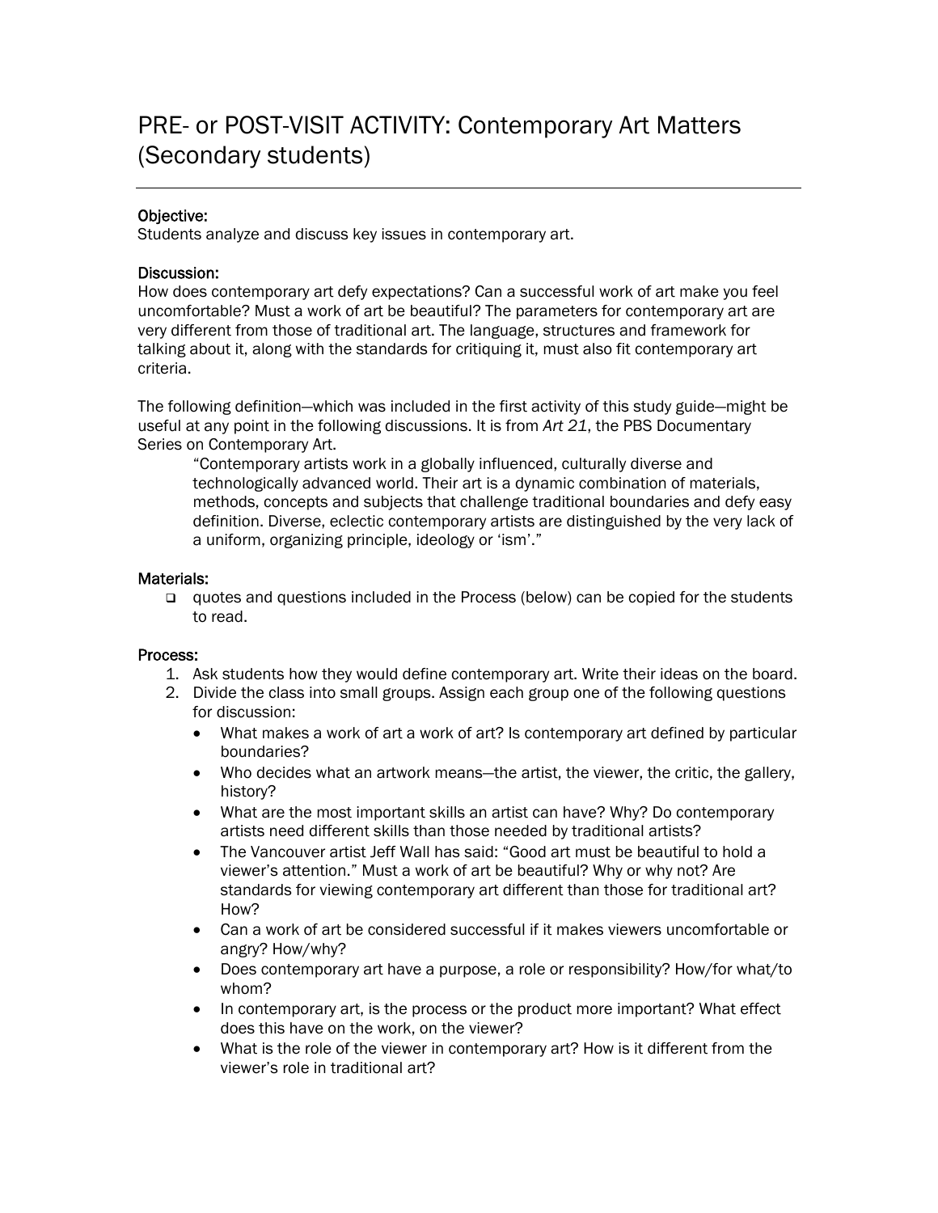# PRE- or POST-VISIT ACTIVITY: Contemporary Art Matters (Secondary students)

**Objective:**
Students analyze and discuss key issues in contemporary art.

**Discussion:**
How does contemporary art defy expectations? Can a successful work of art make you feel uncomfortable? Must a work of art be beautiful? The parameters for contemporary art are very different from those of traditional art. The language, structures and framework for talking about it, along with the standards for critiquing it, must also fit contemporary art criteria.

The following definition—which was included in the first activity of this study guide—might be useful at any point in the following discussions. It is from *Art 21*, the PBS Documentary Series on Contemporary Art.

> "Contemporary artists work in a globally influenced, culturally diverse and technologically advanced world. Their art is a dynamic combination of materials, methods, concepts and subjects that challenge traditional boundaries and defy easy definition. Diverse, eclectic contemporary artists are distinguished by the very lack of a uniform, organizing principle, ideology or 'ism'."

**Materials:**

- quotes and questions included in the Process (below) can be copied for the students to read.

**Process:**

1. Ask students how they would define contemporary art. Write their ideas on the board.
2. Divide the class into small groups. Assign each group one of the following questions for discussion:
   - What makes a work of art a work of art? Is contemporary art defined by particular boundaries?
   - Who decides what an artwork means—the artist, the viewer, the critic, the gallery, history?
   - What are the most important skills an artist can have? Why? Do contemporary artists need different skills than those needed by traditional artists?
   - The Vancouver artist Jeff Wall has said: "Good art must be beautiful to hold a viewer's attention." Must a work of art be beautiful? Why or why not? Are standards for viewing contemporary art different than those for traditional art? How?
   - Can a work of art be considered successful if it makes viewers uncomfortable or angry? How/why?
   - Does contemporary art have a purpose, a role or responsibility? How/for what/to whom?
   - In contemporary art, is the process or the product more important? What effect does this have on the work, on the viewer?
   - What is the role of the viewer in contemporary art? How is it different from the viewer's role in traditional art?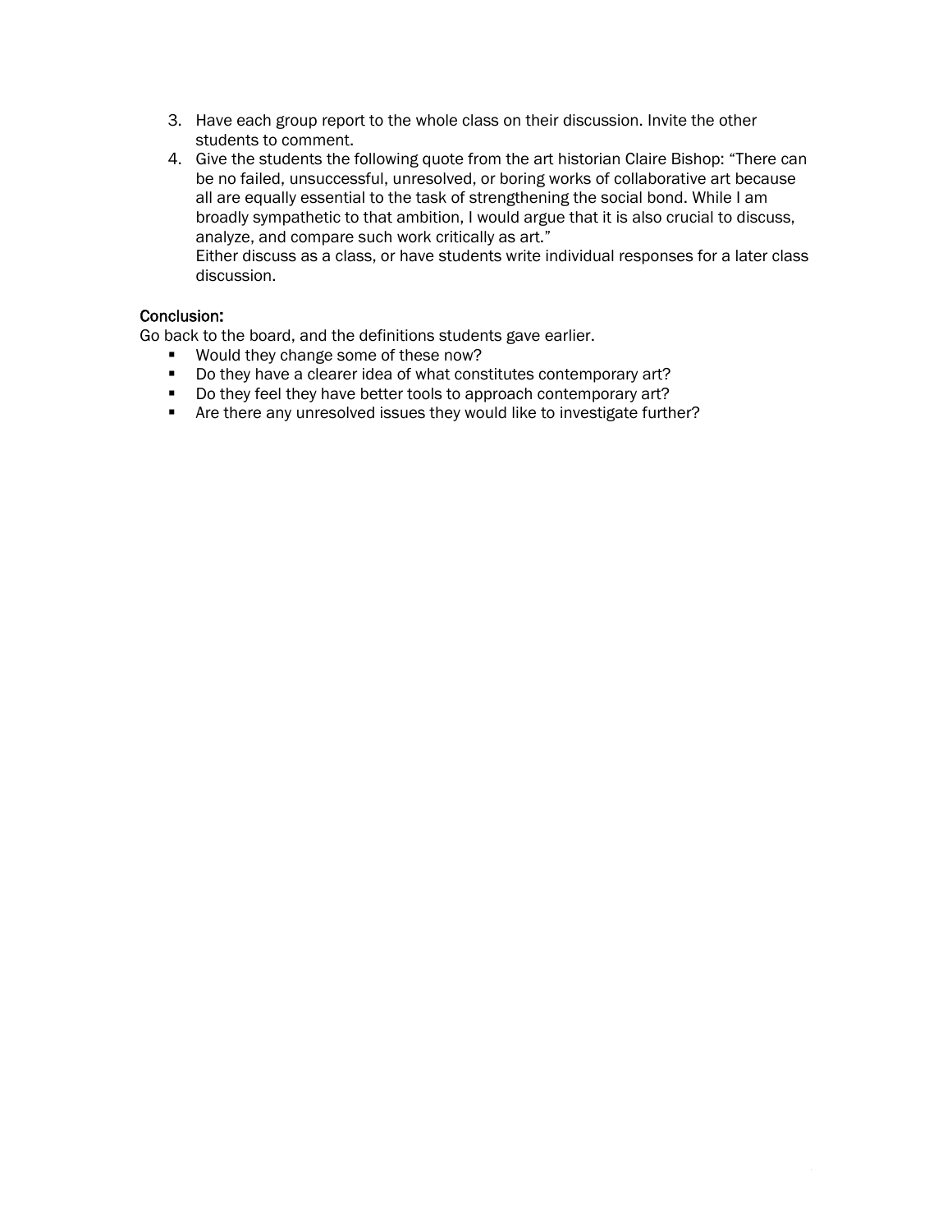3. Have each group report to the whole class on their discussion. Invite the other students to comment.
4. Give the students the following quote from the art historian Claire Bishop: “There can be no failed, unsuccessful, unresolved, or boring works of collaborative art because all are equally essential to the task of strengthening the social bond. While I am broadly sympathetic to that ambition, I would argue that it is also crucial to discuss, analyze, and compare such work critically as art.”
   Either discuss as a class, or have students write individual responses for a later class discussion.

**Conclusion:**

Go back to the board, and the definitions students gave earlier.

- Would they change some of these now?
- Do they have a clearer idea of what constitutes contemporary art?
- Do they feel they have better tools to approach contemporary art?
- Are there any unresolved issues they would like to investigate further?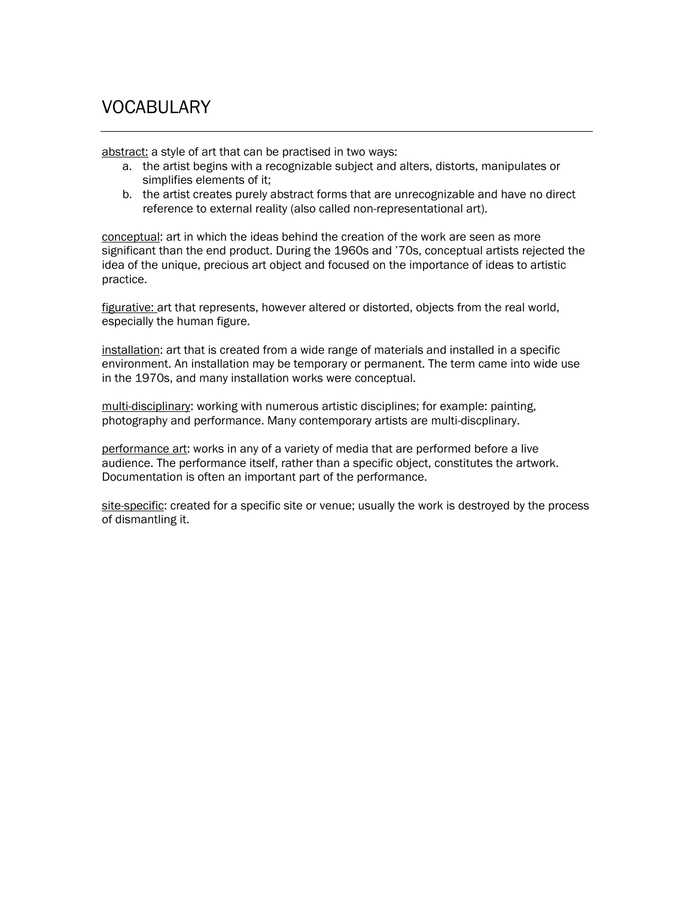# VOCABULARY

abstract: a style of art that can be practised in two ways:

a. the artist begins with a recognizable subject and alters, distorts, manipulates or simplifies elements of it;
b. the artist creates purely abstract forms that are unrecognizable and have no direct reference to external reality (also called non-representational art).

conceptual: art in which the ideas behind the creation of the work are seen as more significant than the end product. During the 1960s and '70s, conceptual artists rejected the idea of the unique, precious art object and focused on the importance of ideas to artistic practice.

figurative: art that represents, however altered or distorted, objects from the real world, especially the human figure.

installation: art that is created from a wide range of materials and installed in a specific environment. An installation may be temporary or permanent. The term came into wide use in the 1970s, and many installation works were conceptual.

multi-disciplinary: working with numerous artistic disciplines; for example: painting, photography and performance. Many contemporary artists are multi-discplinary.

performance art: works in any of a variety of media that are performed before a live audience. The performance itself, rather than a specific object, constitutes the artwork. Documentation is often an important part of the performance.

site-specific: created for a specific site or venue; usually the work is destroyed by the process of dismantling it.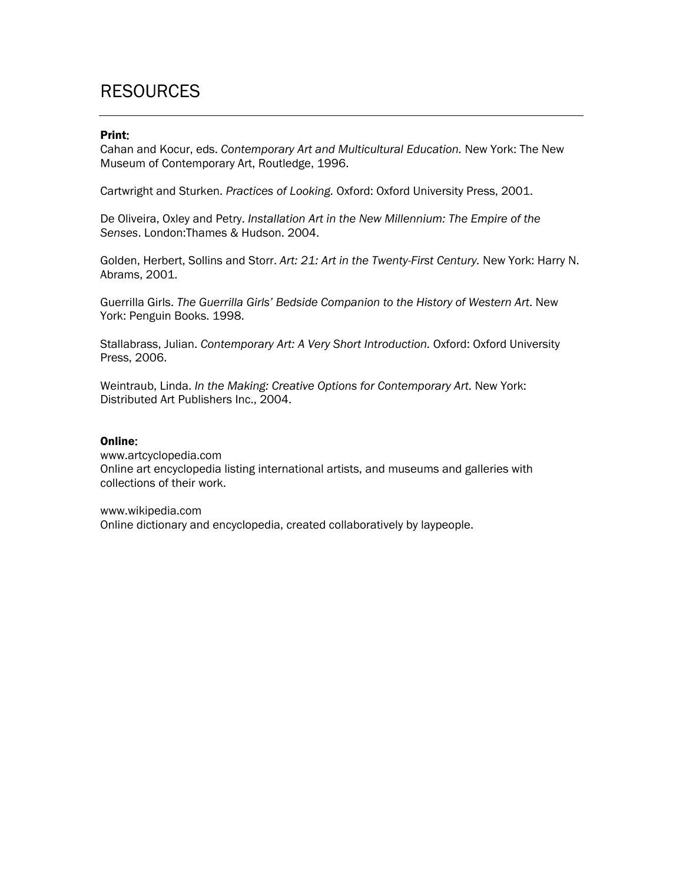# RESOURCES

**Print**:

Cahan and Kocur, eds. *Contemporary Art and Multicultural Education.* New York: The New Museum of Contemporary Art, Routledge, 1996.

Cartwright and Sturken. *Practices of Looking.* Oxford: Oxford University Press, 2001.

De Oliveira, Oxley and Petry. *Installation Art in the New Millennium: The Empire of the Senses*. London:Thames & Hudson. 2004.

Golden, Herbert, Sollins and Storr. *Art: 21: Art in the Twenty-First Century.* New York: Harry N. Abrams, 2001.

Guerrilla Girls. *The Guerrilla Girls' Bedside Companion to the History of Western Art*. New York: Penguin Books. 1998.

Stallabrass, Julian. *Contemporary Art: A Very Short Introduction.* Oxford: Oxford University Press, 2006.

Weintraub, Linda. *In the Making: Creative Options for Contemporary Art.* New York: Distributed Art Publishers Inc., 2004.

**Online**:

www.artcyclopedia.com
Online art encyclopedia listing international artists, and museums and galleries with collections of their work.

www.wikipedia.com
Online dictionary and encyclopedia, created collaboratively by laypeople.